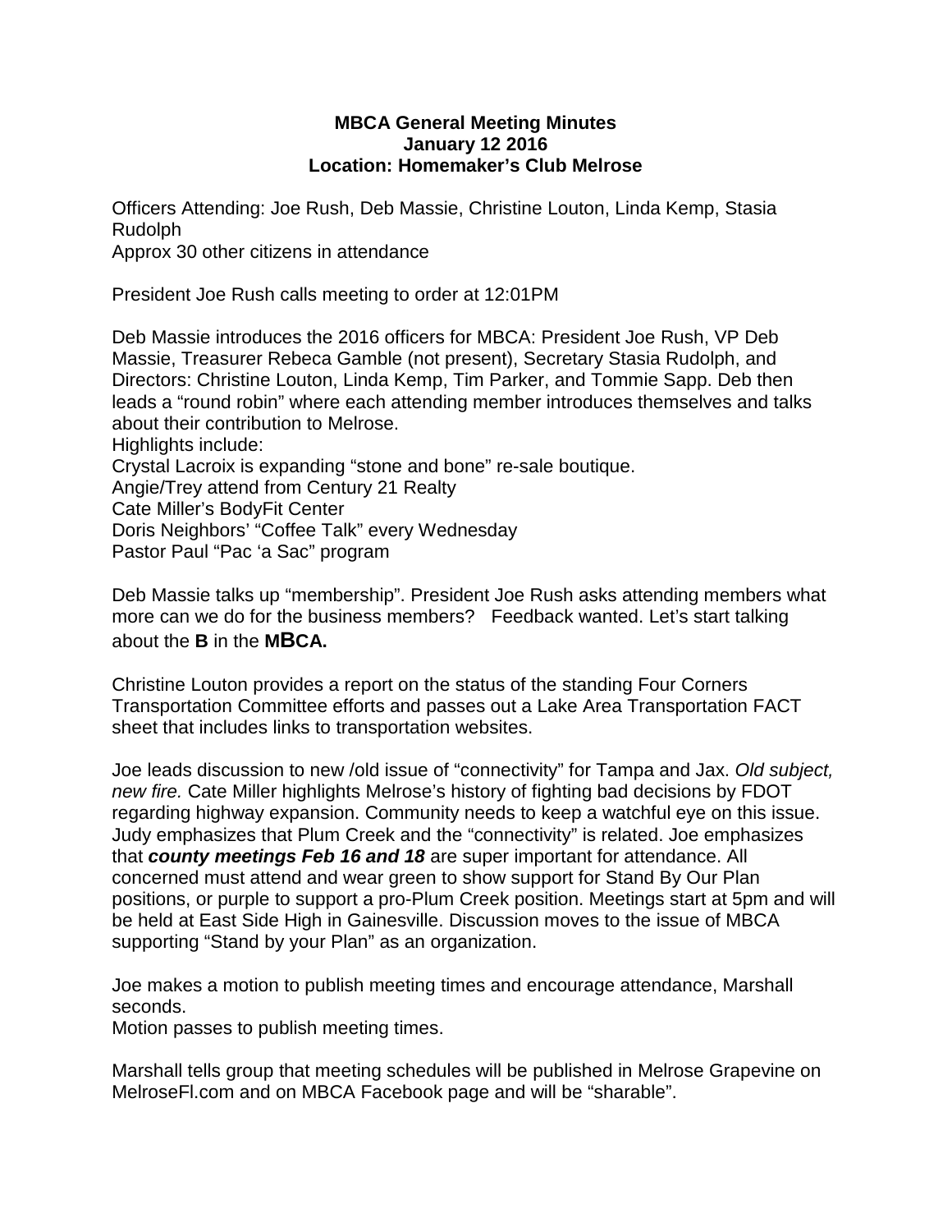# MBCA General Meeting Minutes
## January 12 2016
## Location: Homemaker's Club Melrose

Officers Attending: Joe Rush, Deb Massie, Christine Louton, Linda Kemp, Stasia Rudolph
Approx 30 other citizens in attendance

President Joe Rush calls meeting to order at 12:01PM

Deb Massie introduces the 2016 officers for MBCA: President Joe Rush, VP Deb Massie, Treasurer Rebeca Gamble (not present), Secretary Stasia Rudolph, and Directors: Christine Louton, Linda Kemp, Tim Parker, and Tommie Sapp. Deb then leads a "round robin" where each attending member introduces themselves and talks about their contribution to Melrose.
Highlights include:
Crystal Lacroix is expanding "stone and bone" re-sale boutique.
Angie/Trey attend from Century 21 Realty
Cate Miller's BodyFit Center
Doris Neighbors' "Coffee Talk" every Wednesday
Pastor Paul "Pac 'a Sac" program

Deb Massie talks up "membership". President Joe Rush asks attending members what more can we do for the business members? Feedback wanted. Let's start talking about the **B** in the **MBCA.**

Christine Louton provides a report on the status of the standing Four Corners Transportation Committee efforts and passes out a Lake Area Transportation FACT sheet that includes links to transportation websites.

Joe leads discussion to new /old issue of "connectivity" for Tampa and Jax. *Old subject, new fire.* Cate Miller highlights Melrose's history of fighting bad decisions by FDOT regarding highway expansion. Community needs to keep a watchful eye on this issue. Judy emphasizes that Plum Creek and the "connectivity" is related. Joe emphasizes that ***county meetings Feb 16 and 18*** are super important for attendance. All concerned must attend and wear green to show support for Stand By Our Plan positions, or purple to support a pro-Plum Creek position. Meetings start at 5pm and will be held at East Side High in Gainesville. Discussion moves to the issue of MBCA supporting "Stand by your Plan" as an organization.

Joe makes a motion to publish meeting times and encourage attendance, Marshall seconds.
Motion passes to publish meeting times.

Marshall tells group that meeting schedules will be published in Melrose Grapevine on MelroseFl.com and on MBCA Facebook page and will be "sharable".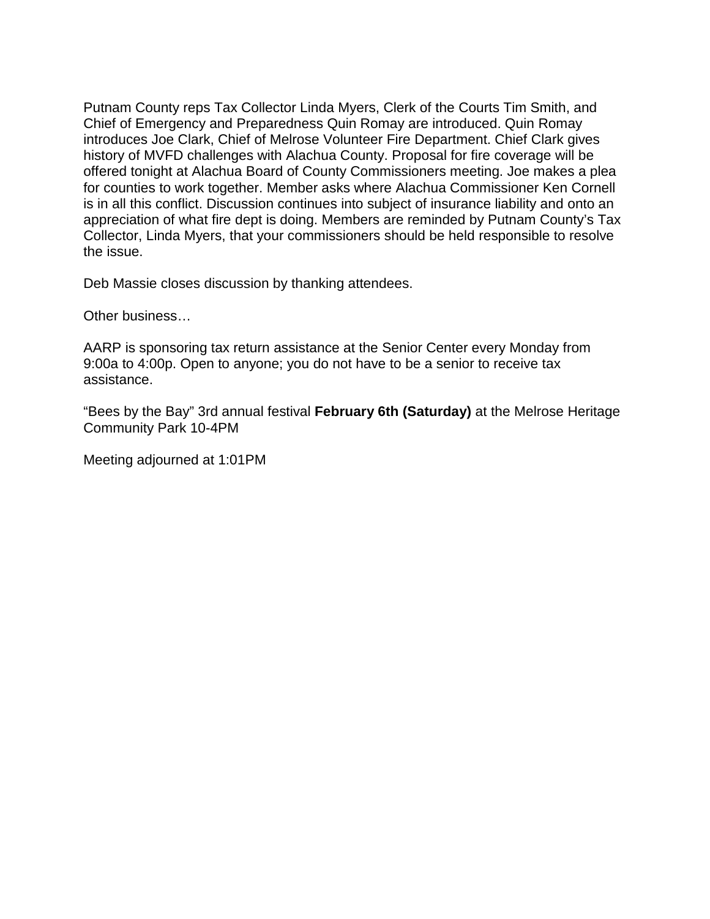Putnam County reps Tax Collector Linda Myers, Clerk of the Courts Tim Smith, and Chief of Emergency and Preparedness Quin Romay are introduced. Quin Romay introduces Joe Clark, Chief of Melrose Volunteer Fire Department. Chief Clark gives history of MVFD challenges with Alachua County. Proposal for fire coverage will be offered tonight at Alachua Board of County Commissioners meeting. Joe makes a plea for counties to work together. Member asks where Alachua Commissioner Ken Cornell is in all this conflict. Discussion continues into subject of insurance liability and onto an appreciation of what fire dept is doing. Members are reminded by Putnam County's Tax Collector, Linda Myers, that your commissioners should be held responsible to resolve the issue.

Deb Massie closes discussion by thanking attendees.

Other business…

AARP is sponsoring tax return assistance at the Senior Center every Monday from 9:00a to 4:00p. Open to anyone; you do not have to be a senior to receive tax assistance.

"Bees by the Bay" 3rd annual festival **February 6th (Saturday)** at the Melrose Heritage Community Park 10-4PM

Meeting adjourned at 1:01PM